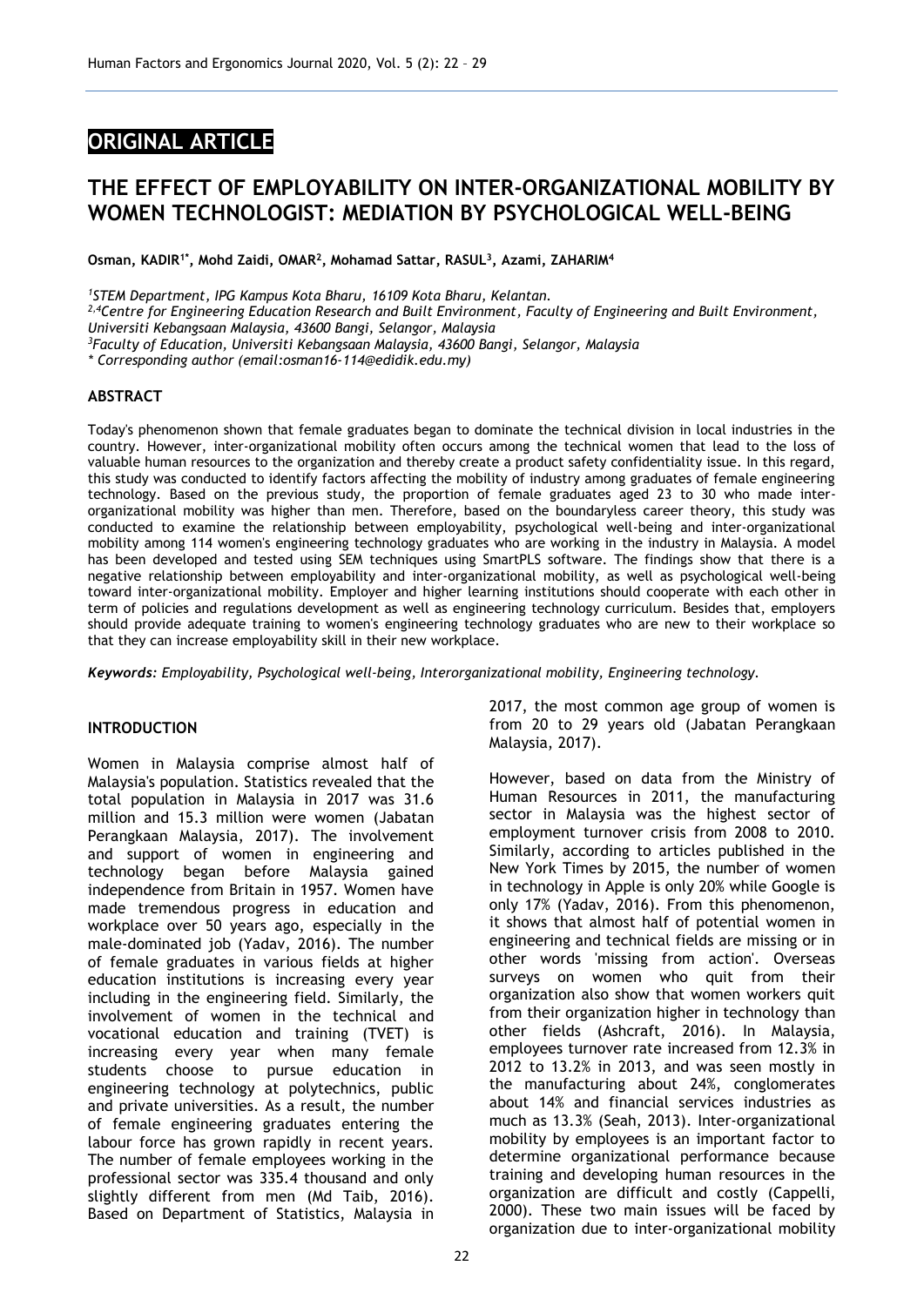**ORIGINAL ARTICLE**

# THE EFFECT OF EMPLOYABILITY ON INTER-ORGANIZATIONAL MOBILITY BY WOMEN TECHNOLOGIST: MEDIATION BY PSYCHOLOGICAL WELL-BEING

**Osman, KADIR[1*], Mohd Zaidi, OMAR[2], Mohamad Sattar, RASUL[3], Azami, ZAHARIM[4]**

*[1]STEM Department, IPG Kampus Kota Bharu, 16109 Kota Bharu, Kelantan.*
*[2,4]Centre for Engineering Education Research and Built Environment, Faculty of Engineering and Built Environment, Universiti Kebangsaan Malaysia, 43600 Bangi, Selangor, Malaysia*
*[3]Faculty of Education, Universiti Kebangsaan Malaysia, 43600 Bangi, Selangor, Malaysia*
*\* Corresponding author (email:osman16-114@edidik.edu.my)*

## ABSTRACT

Today's phenomenon shown that female graduates began to dominate the technical division in local industries in the country. However, inter-organizational mobility often occurs among the technical women that lead to the loss of valuable human resources to the organization and thereby create a product safety confidentiality issue. In this regard, this study was conducted to identify factors affecting the mobility of industry among graduates of female engineering technology. Based on the previous study, the proportion of female graduates aged 23 to 30 who made inter-organizational mobility was higher than men. Therefore, based on the boundaryless career theory, this study was conducted to examine the relationship between employability, psychological well-being and inter-organizational mobility among 114 women's engineering technology graduates who are working in the industry in Malaysia. A model has been developed and tested using SEM techniques using SmartPLS software. The findings show that there is a negative relationship between employability and inter-organizational mobility, as well as psychological well-being toward inter-organizational mobility. Employer and higher learning institutions should cooperate with each other in term of policies and regulations development as well as engineering technology curriculum. Besides that, employers should provide adequate training to women's engineering technology graduates who are new to their workplace so that they can increase employability skill in their new workplace.

***Keywords:*** *Employability, Psychological well-being, Interorganizational mobility, Engineering technology.*

## INTRODUCTION

Women in Malaysia comprise almost half of Malaysia's population. Statistics revealed that the total population in Malaysia in 2017 was 31.6 million and 15.3 million were women (Jabatan Perangkaan Malaysia, 2017). The involvement and support of women in engineering and technology began before Malaysia gained independence from Britain in 1957. Women have made tremendous progress in education and workplace over 50 years ago, especially in the male-dominated job (Yadav, 2016). The number of female graduates in various fields at higher education institutions is increasing every year including in the engineering field. Similarly, the involvement of women in the technical and vocational education and training (TVET) is increasing every year when many female students choose to pursue education in engineering technology at polytechnics, public and private universities. As a result, the number of female engineering graduates entering the labour force has grown rapidly in recent years. The number of female employees working in the professional sector was 335.4 thousand and only slightly different from men (Md Taib, 2016). Based on Department of Statistics, Malaysia in 2017, the most common age group of women is from 20 to 29 years old (Jabatan Perangkaan Malaysia, 2017).

However, based on data from the Ministry of Human Resources in 2011, the manufacturing sector in Malaysia was the highest sector of employment turnover crisis from 2008 to 2010. Similarly, according to articles published in the New York Times by 2015, the number of women in technology in Apple is only 20% while Google is only 17% (Yadav, 2016). From this phenomenon, it shows that almost half of potential women in engineering and technical fields are missing or in other words 'missing from action'. Overseas surveys on women who quit from their organization also show that women workers quit from their organization higher in technology than other fields (Ashcraft, 2016). In Malaysia, employees turnover rate increased from 12.3% in 2012 to 13.2% in 2013, and was seen mostly in the manufacturing about 24%, conglomerates about 14% and financial services industries as much as 13.3% (Seah, 2013). Inter-organizational mobility by employees is an important factor to determine organizational performance because training and developing human resources in the organization are difficult and costly (Cappelli, 2000). These two main issues will be faced by organization due to inter-organizational mobility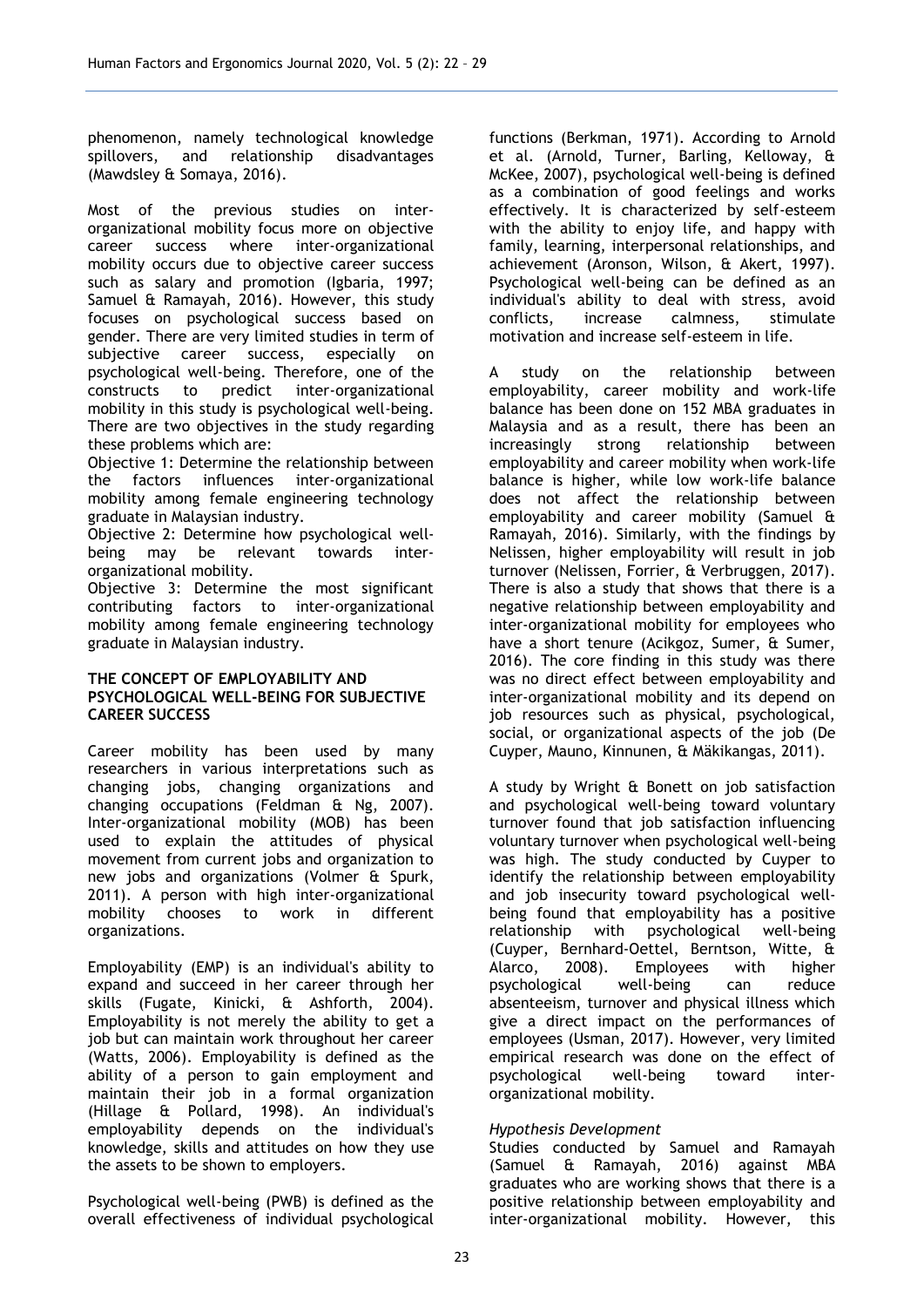phenomenon, namely technological knowledge spillovers, and relationship disadvantages (Mawdsley & Somaya, 2016).

Most of the previous studies on inter-organizational mobility focus more on objective career success where inter-organizational mobility occurs due to objective career success such as salary and promotion (Igbaria, 1997; Samuel & Ramayah, 2016). However, this study focuses on psychological success based on gender. There are very limited studies in term of subjective career success, especially on psychological well-being. Therefore, one of the constructs to predict inter-organizational mobility in this study is psychological well-being. There are two objectives in the study regarding these problems which are:

Objective 1: Determine the relationship between the factors influences inter-organizational mobility among female engineering technology graduate in Malaysian industry.

Objective 2: Determine how psychological well-being may be relevant towards inter-organizational mobility.

Objective 3: Determine the most significant contributing factors to inter-organizational mobility among female engineering technology graduate in Malaysian industry.

## THE CONCEPT OF EMPLOYABILITY AND PSYCHOLOGICAL WELL-BEING FOR SUBJECTIVE CAREER SUCCESS

Career mobility has been used by many researchers in various interpretations such as changing jobs, changing organizations and changing occupations (Feldman & Ng, 2007). Inter-organizational mobility (MOB) has been used to explain the attitudes of physical movement from current jobs and organization to new jobs and organizations (Volmer & Spurk, 2011). A person with high inter-organizational mobility chooses to work in different organizations.

Employability (EMP) is an individual's ability to expand and succeed in her career through her skills (Fugate, Kinicki, & Ashforth, 2004). Employability is not merely the ability to get a job but can maintain work throughout her career (Watts, 2006). Employability is defined as the ability of a person to gain employment and maintain their job in a formal organization (Hillage & Pollard, 1998). An individual's employability depends on the individual's knowledge, skills and attitudes on how they use the assets to be shown to employers.

Psychological well-being (PWB) is defined as the overall effectiveness of individual psychological functions (Berkman, 1971). According to Arnold et al. (Arnold, Turner, Barling, Kelloway, & McKee, 2007), psychological well-being is defined as a combination of good feelings and works effectively. It is characterized by self-esteem with the ability to enjoy life, and happy with family, learning, interpersonal relationships, and achievement (Aronson, Wilson, & Akert, 1997). Psychological well-being can be defined as an individual's ability to deal with stress, avoid conflicts, increase calmness, stimulate motivation and increase self-esteem in life.

A study on the relationship between employability, career mobility and work-life balance has been done on 152 MBA graduates in Malaysia and as a result, there has been an increasingly strong relationship between employability and career mobility when work-life balance is higher, while low work-life balance does not affect the relationship between employability and career mobility (Samuel & Ramayah, 2016). Similarly, with the findings by Nelissen, higher employability will result in job turnover (Nelissen, Forrier, & Verbruggen, 2017). There is also a study that shows that there is a negative relationship between employability and inter-organizational mobility for employees who have a short tenure (Acikgoz, Sumer, & Sumer, 2016). The core finding in this study was there was no direct effect between employability and inter-organizational mobility and its depend on job resources such as physical, psychological, social, or organizational aspects of the job (De Cuyper, Mauno, Kinnunen, & Mäkikangas, 2011).

A study by Wright & Bonett on job satisfaction and psychological well-being toward voluntary turnover found that job satisfaction influencing voluntary turnover when psychological well-being was high. The study conducted by Cuyper to identify the relationship between employability and job insecurity toward psychological well-being found that employability has a positive relationship with psychological well-being (Cuyper, Bernhard-Oettel, Berntson, Witte, & Alarco, 2008). Employees with higher psychological well-being can reduce absenteeism, turnover and physical illness which give a direct impact on the performances of employees (Usman, 2017). However, very limited empirical research was done on the effect of psychological well-being toward inter-organizational mobility.

### *Hypothesis Development*

Studies conducted by Samuel and Ramayah (Samuel & Ramayah, 2016) against MBA graduates who are working shows that there is a positive relationship between employability and inter-organizational mobility. However, this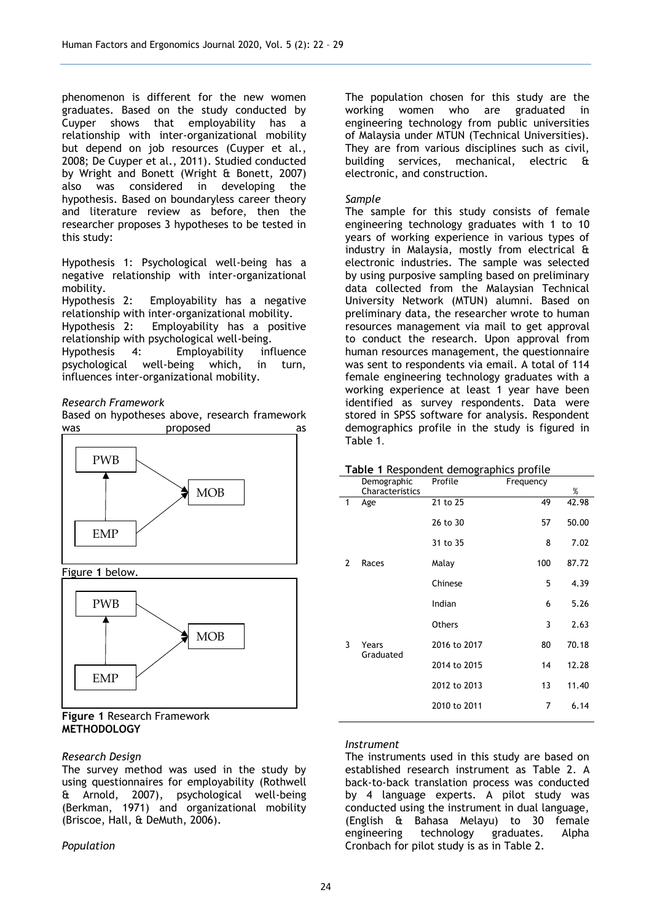phenomenon is different for the new women graduates. Based on the study conducted by Cuyper shows that employability has a relationship with inter-organizational mobility but depend on job resources (Cuyper et al., 2008; De Cuyper et al., 2011). Studied conducted by Wright and Bonett (Wright & Bonett, 2007) also was considered in developing the hypothesis. Based on boundaryless career theory and literature review as before, then the researcher proposes 3 hypotheses to be tested in this study:

Hypothesis 1: Psychological well-being has a negative relationship with inter-organizational mobility.
Hypothesis 2: Employability has a negative relationship with inter-organizational mobility.
Hypothesis 2: Employability has a positive relationship with psychological well-being.
Hypothesis 4: Employability influence psychological well-being which, in turn, influences inter-organizational mobility.

*Research Framework*

Based on hypotheses above, research framework was proposed as

PWB → MOB
EMP → PWB
EMP → MOB

Figure **1** below.

PWB → MOB
EMP → PWB
EMP → MOB

**Figure 1** Research Framework

**METHODOLOGY**

*Research Design*

The survey method was used in the study by using questionnaires for employability (Rothwell & Arnold, 2007), psychological well-being (Berkman, 1971) and organizational mobility (Briscoe, Hall, & DeMuth, 2006).

*Population*

The population chosen for this study are the working women who are graduated in engineering technology from public universities of Malaysia under MTUN (Technical Universities). They are from various disciplines such as civil, building services, mechanical, electric & electronic, and construction.

*Sample*

The sample for this study consists of female engineering technology graduates with 1 to 10 years of working experience in various types of industry in Malaysia, mostly from electrical & electronic industries. The sample was selected by using purposive sampling based on preliminary data collected from the Malaysian Technical University Network (MTUN) alumni. Based on preliminary data, the researcher wrote to human resources management via mail to get approval to conduct the research. Upon approval from human resources management, the questionnaire was sent to respondents via email. A total of 114 female engineering technology graduates with a working experience at least 1 year have been identified as survey respondents. Data were stored in SPSS software for analysis. Respondent demographics profile in the study is figured in Table 1.

**Table 1** Respondent demographics profile

| | Demographic Characteristics | Profile | Frequency | % |
|---|---|---|---|---|
| 1 | Age | 21 to 25 | 49 | 42.98 |
| | | 26 to 30 | 57 | 50.00 |
| | | 31 to 35 | 8 | 7.02 |
| 2 | Races | Malay | 100 | 87.72 |
| | | Chinese | 5 | 4.39 |
| | | Indian | 6 | 5.26 |
| | | Others | 3 | 2.63 |
| 3 | Years Graduated | 2016 to 2017 | 80 | 70.18 |
| | | 2014 to 2015 | 14 | 12.28 |
| | | 2012 to 2013 | 13 | 11.40 |
| | | 2010 to 2011 | 7 | 6.14 |

*Instrument*

The instruments used in this study are based on established research instrument as Table 2. A back-to-back translation process was conducted by 4 language experts. A pilot study was conducted using the instrument in dual language, (English & Bahasa Melayu) to 30 female engineering technology graduates. Alpha Cronbach for pilot study is as in Table 2.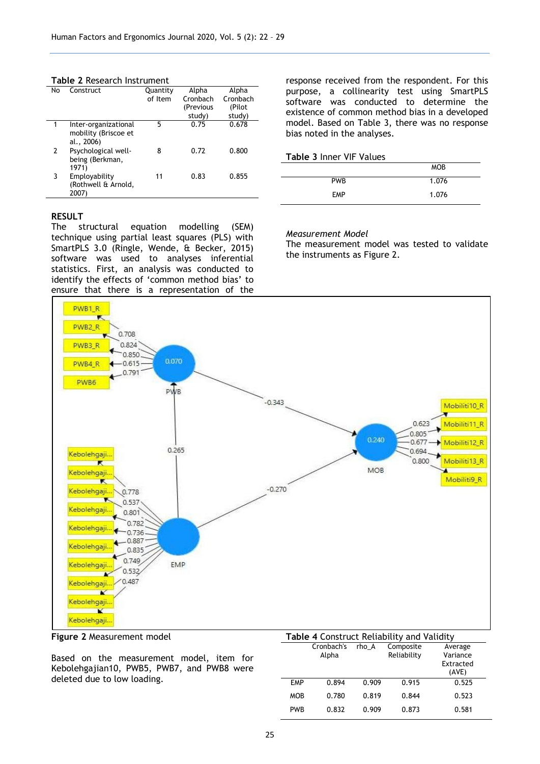**Table 2** Research Instrument

| No | Construct | Quantity of Item | Alpha Cronbach (Previous study) | Alpha Cronbach (Pilot study) |
|---|---|---|---|---|
| 1 | Inter-organizational mobility (Briscoe et al., 2006) | 5 | 0.75 | 0.678 |
| 2 | Psychological well-being (Berkman, 1971) | 8 | 0.72 | 0.800 |
| 3 | Employability (Rothwell & Arnold, 2007) | 11 | 0.83 | 0.855 |

## RESULT

The structural equation modelling (SEM) technique using partial least squares (PLS) with SmartPLS 3.0 (Ringle, Wende, & Becker, 2015) software was used to analyses inferential statistics. First, an analysis was conducted to identify the effects of 'common method bias' to ensure that there is a representation of the response received from the respondent. For this purpose, a collinearity test using SmartPLS software was conducted to determine the existence of common method bias in a developed model. Based on Table 3, there was no response bias noted in the analyses.

**Table 3** Inner VIF Values

| | MOB |
|---|---|
| PWB | 1.076 |
| EMP | 1.076 |

*Measurement Model*

The measurement model was tested to validate the instruments as Figure 2.

**Figure 2** Measurement model

Based on the measurement model, item for Kebolehgajian10, PWB5, PWB7, and PWB8 were deleted due to low loading.

**Table 4** Construct Reliability and Validity

| | Cronbach's Alpha | rho_A | Composite Reliability | Average Variance Extracted (AVE) |
|---|---|---|---|---|
| EMP | 0.894 | 0.909 | 0.915 | 0.525 |
| MOB | 0.780 | 0.819 | 0.844 | 0.523 |
| PWB | 0.832 | 0.909 | 0.873 | 0.581 |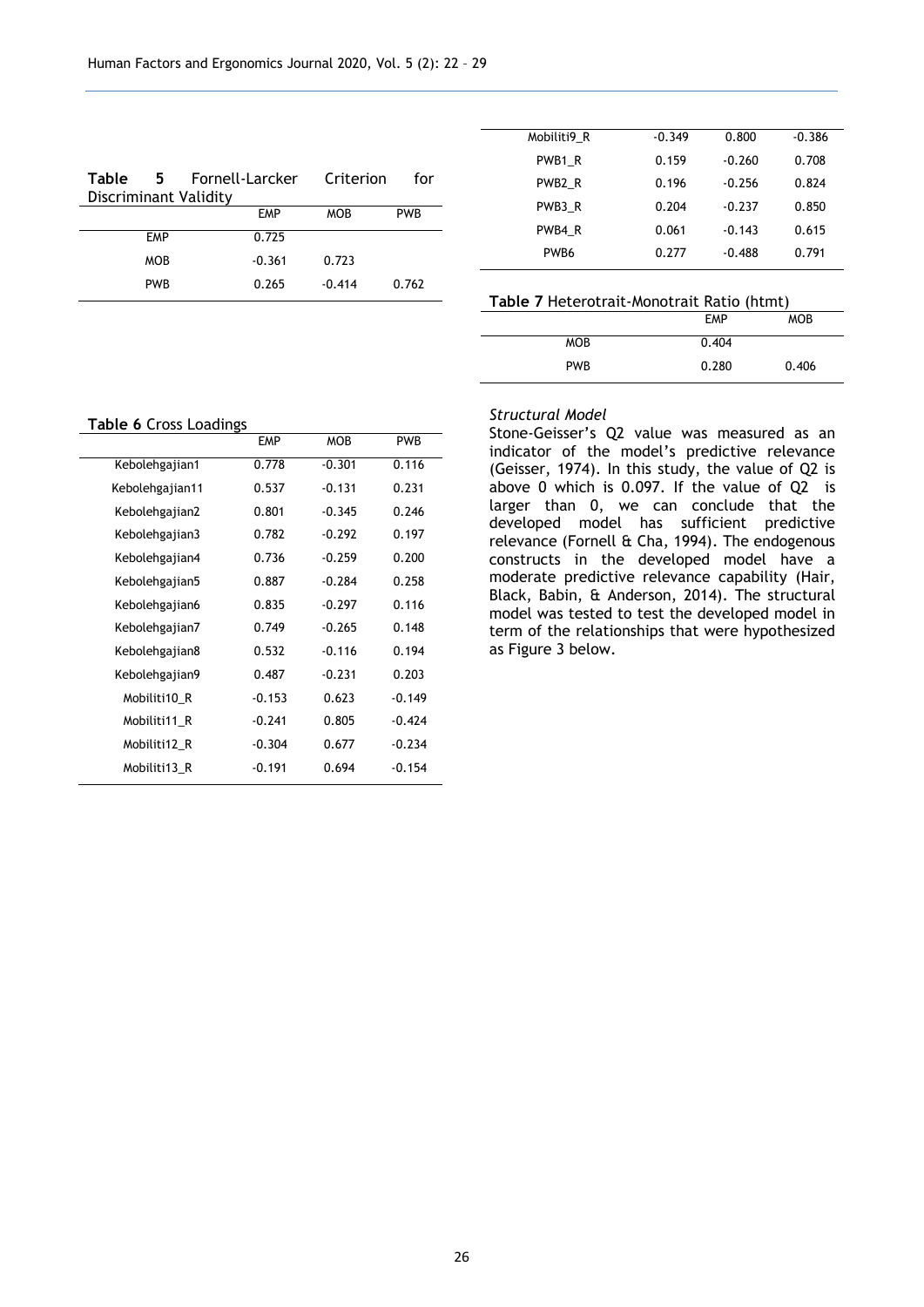**Table 5** Fornell-Larcker Criterion for Discriminant Validity

| | EMP | MOB | PWB |
|---|---|---|---|
| EMP | 0.725 | | |
| MOB | -0.361 | 0.723 | |
| PWB | 0.265 | -0.414 | 0.762 |

**Table 6** Cross Loadings

| | EMP | MOB | PWB |
|---|---|---|---|
| Kebolehgajian1 | 0.778 | -0.301 | 0.116 |
| Kebolehgajian11 | 0.537 | -0.131 | 0.231 |
| Kebolehgajian2 | 0.801 | -0.345 | 0.246 |
| Kebolehgajian3 | 0.782 | -0.292 | 0.197 |
| Kebolehgajian4 | 0.736 | -0.259 | 0.200 |
| Kebolehgajian5 | 0.887 | -0.284 | 0.258 |
| Kebolehgajian6 | 0.835 | -0.297 | 0.116 |
| Kebolehgajian7 | 0.749 | -0.265 | 0.148 |
| Kebolehgajian8 | 0.532 | -0.116 | 0.194 |
| Kebolehgajian9 | 0.487 | -0.231 | 0.203 |
| Mobiliti10_R | -0.153 | 0.623 | -0.149 |
| Mobiliti11_R | -0.241 | 0.805 | -0.424 |
| Mobiliti12_R | -0.304 | 0.677 | -0.234 |
| Mobiliti13_R | -0.191 | 0.694 | -0.154 |
| Mobiliti9_R | -0.349 | 0.800 | -0.386 |
| PWB1_R | 0.159 | -0.260 | 0.708 |
| PWB2_R | 0.196 | -0.256 | 0.824 |
| PWB3_R | 0.204 | -0.237 | 0.850 |
| PWB4_R | 0.061 | -0.143 | 0.615 |
| PWB6 | 0.277 | -0.488 | 0.791 |

**Table 7** Heterotrait-Monotrait Ratio (htmt)

| | EMP | MOB |
|---|---|---|
| MOB | 0.404 | |
| PWB | 0.280 | 0.406 |

*Structural Model*

Stone-Geisser's Q2 value was measured as an indicator of the model's predictive relevance (Geisser, 1974). In this study, the value of Q2 is above 0 which is 0.097. If the value of Q2 is larger than 0, we can conclude that the developed model has sufficient predictive relevance (Fornell & Cha, 1994). The endogenous constructs in the developed model have a moderate predictive relevance capability (Hair, Black, Babin, & Anderson, 2014). The structural model was tested to test the developed model in term of the relationships that were hypothesized as Figure 3 below.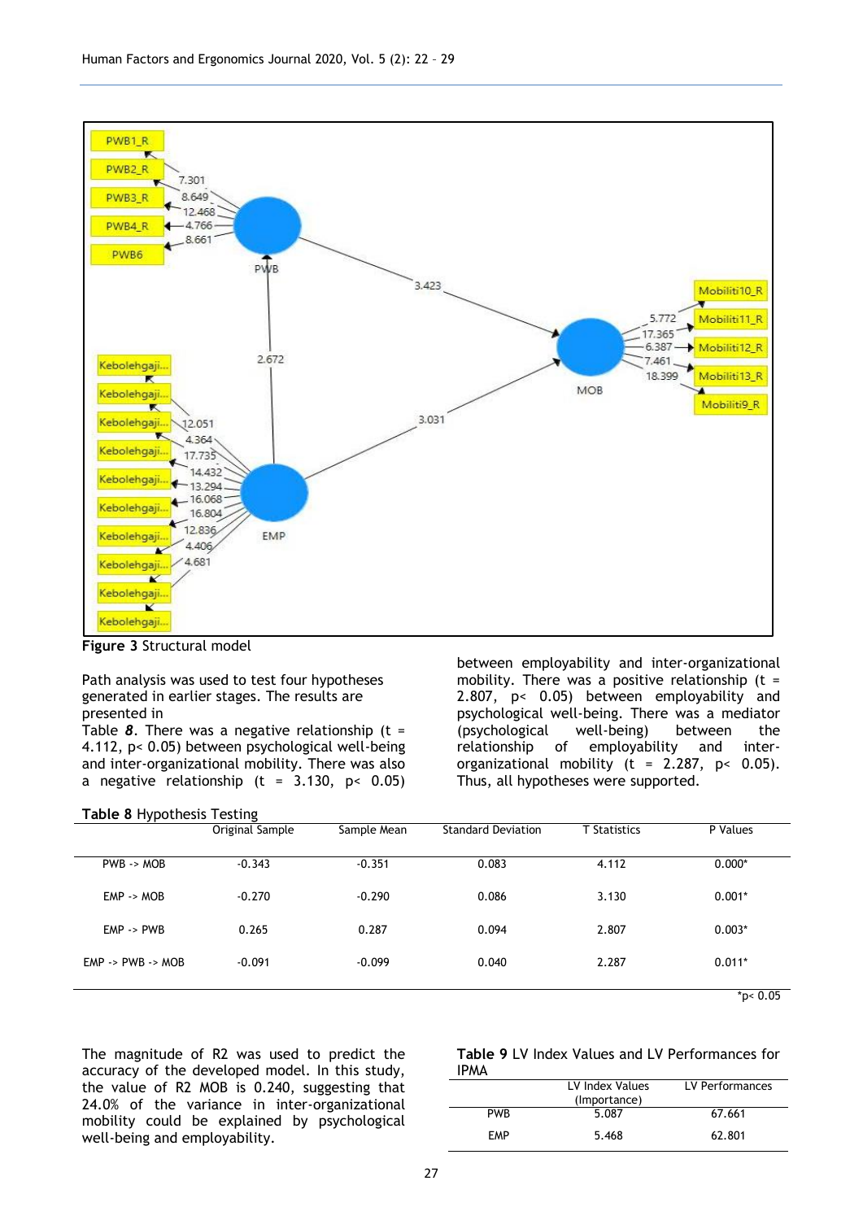Figure 3 Structural model

Path analysis was used to test four hypotheses generated in earlier stages. The results are presented in Table *8*. There was a negative relationship (t = 4.112, p< 0.05) between psychological well-being and inter-organizational mobility. There was also a negative relationship (t = 3.130, p< 0.05) between employability and inter-organizational mobility. There was a positive relationship (t = 2.807, p< 0.05) between employability and psychological well-being. There was a mediator (psychological well-being) between the relationship of employability and inter-organizational mobility (t = 2.287, p< 0.05). Thus, all hypotheses were supported.

**Table 8** Hypothesis Testing

| | Original Sample | Sample Mean | Standard Deviation | T Statistics | P Values |
|---|---|---|---|---|---|
| PWB -> MOB | -0.343 | -0.351 | 0.083 | 4.112 | 0.000* |
| EMP -> MOB | -0.270 | -0.290 | 0.086 | 3.130 | 0.001* |
| EMP -> PWB | 0.265 | 0.287 | 0.094 | 2.807 | 0.003* |
| EMP -> PWB -> MOB | -0.091 | -0.099 | 0.040 | 2.287 | 0.011* |

*p< 0.05

The magnitude of R2 was used to predict the accuracy of the developed model. In this study, the value of R2 MOB is 0.240, suggesting that 24.0% of the variance in inter-organizational mobility could be explained by psychological well-being and employability.

**Table 9** LV Index Values and LV Performances for IPMA

| | LV Index Values (Importance) | LV Performances |
|---|---|---|
| PWB | 5.087 | 67.661 |
| EMP | 5.468 | 62.801 |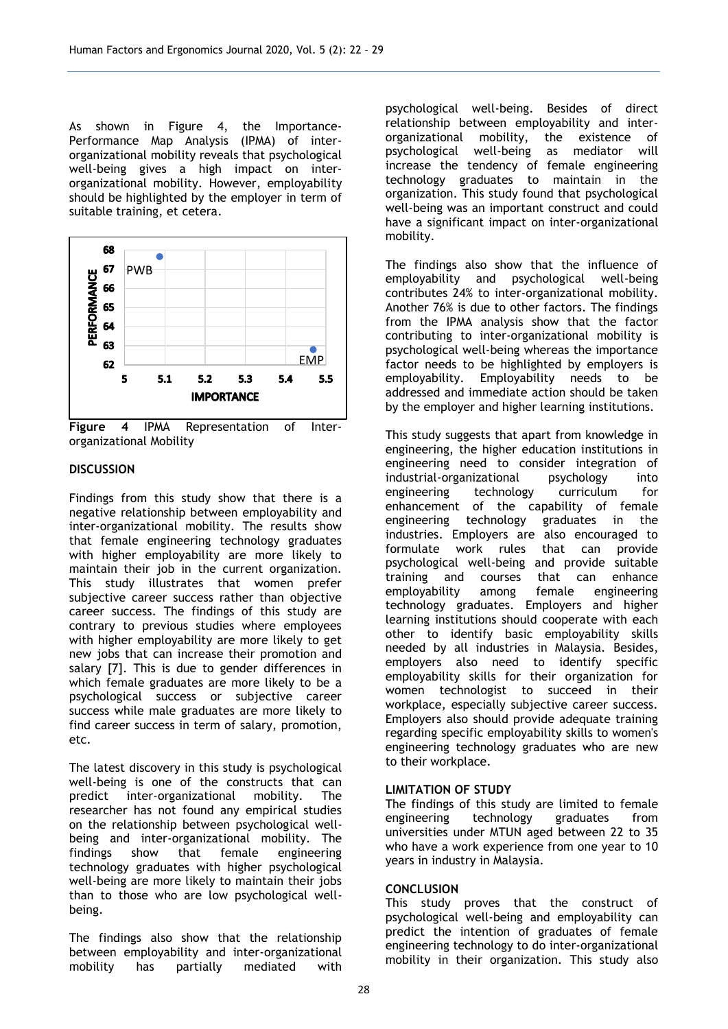As shown in Figure 4, the Importance-Performance Map Analysis (IPMA) of inter-organizational mobility reveals that psychological well-being gives a high impact on inter-organizational mobility. However, employability should be highlighted by the employer in term of suitable training, et cetera.

**Figure 4** IPMA Representation of Inter-organizational Mobility

## DISCUSSION

Findings from this study show that there is a negative relationship between employability and inter-organizational mobility. The results show that female engineering technology graduates with higher employability are more likely to maintain their job in the current organization. This study illustrates that women prefer subjective career success rather than objective career success. The findings of this study are contrary to previous studies where employees with higher employability are more likely to get new jobs that can increase their promotion and salary [7]. This is due to gender differences in which female graduates are more likely to be a psychological success or subjective career success while male graduates are more likely to find career success in term of salary, promotion, etc.

The latest discovery in this study is psychological well-being is one of the constructs that can predict inter-organizational mobility. The researcher has not found any empirical studies on the relationship between psychological well-being and inter-organizational mobility. The findings show that female engineering technology graduates with higher psychological well-being are more likely to maintain their jobs than to those who are low psychological well-being.

The findings also show that the relationship between employability and inter-organizational mobility has partially mediated with psychological well-being. Besides of direct relationship between employability and inter-organizational mobility, the existence of psychological well-being as mediator will increase the tendency of female engineering technology graduates to maintain in the organization. This study found that psychological well-being was an important construct and could have a significant impact on inter-organizational mobility.

The findings also show that the influence of employability and psychological well-being contributes 24% to inter-organizational mobility. Another 76% is due to other factors. The findings from the IPMA analysis show that the factor contributing to inter-organizational mobility is psychological well-being whereas the importance factor needs to be highlighted by employers is employability. Employability needs to be addressed and immediate action should be taken by the employer and higher learning institutions.

This study suggests that apart from knowledge in engineering, the higher education institutions in engineering need to consider integration of industrial-organizational psychology into engineering technology curriculum for enhancement of the capability of female engineering technology graduates in the industries. Employers are also encouraged to formulate work rules that can provide psychological well-being and provide suitable training and courses that can enhance employability among female engineering technology graduates. Employers and higher learning institutions should cooperate with each other to identify basic employability skills needed by all industries in Malaysia. Besides, employers also need to identify specific employability skills for their organization for women technologist to succeed in their workplace, especially subjective career success. Employers also should provide adequate training regarding specific employability skills to women's engineering technology graduates who are new to their workplace.

## LIMITATION OF STUDY

The findings of this study are limited to female engineering technology graduates from universities under MTUN aged between 22 to 35 who have a work experience from one year to 10 years in industry in Malaysia.

## CONCLUSION

This study proves that the construct of psychological well-being and employability can predict the intention of graduates of female engineering technology to do inter-organizational mobility in their organization. This study also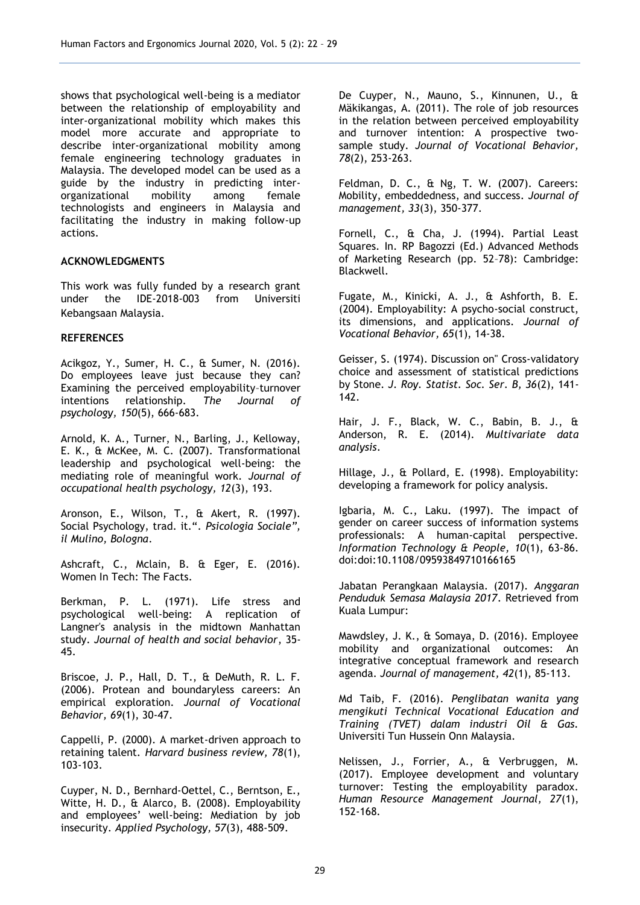shows that psychological well-being is a mediator between the relationship of employability and inter-organizational mobility which makes this model more accurate and appropriate to describe inter-organizational mobility among female engineering technology graduates in Malaysia. The developed model can be used as a guide by the industry in predicting inter-organizational mobility among female technologists and engineers in Malaysia and facilitating the industry in making follow-up actions.

## ACKNOWLEDGMENTS

This work was fully funded by a research grant under the IDE-2018-003 from Universiti Kebangsaan Malaysia.

## REFERENCES

Acikgoz, Y., Sumer, H. C., & Sumer, N. (2016). Do employees leave just because they can? Examining the perceived employability–turnover intentions relationship. *The Journal of psychology, 150*(5), 666-683.

Arnold, K. A., Turner, N., Barling, J., Kelloway, E. K., & McKee, M. C. (2007). Transformational leadership and psychological well-being: the mediating role of meaningful work. *Journal of occupational health psychology, 12*(3), 193.

Aronson, E., Wilson, T., & Akert, R. (1997). Social Psychology, trad. it.". *Psicologia Sociale", il Mulino, Bologna*.

Ashcraft, C., Mclain, B. & Eger, E. (2016). Women In Tech: The Facts.

Berkman, P. L. (1971). Life stress and psychological well-being: A replication of Langner's analysis in the midtown Manhattan study. *Journal of health and social behavior*, 35-45.

Briscoe, J. P., Hall, D. T., & DeMuth, R. L. F. (2006). Protean and boundaryless careers: An empirical exploration. *Journal of Vocational Behavior, 69*(1), 30-47.

Cappelli, P. (2000). A market-driven approach to retaining talent. *Harvard business review, 78*(1), 103-103.

Cuyper, N. D., Bernhard‐Oettel, C., Berntson, E., Witte, H. D., & Alarco, B. (2008). Employability and employees' well‐being: Mediation by job insecurity. *Applied Psychology, 57*(3), 488-509.

De Cuyper, N., Mauno, S., Kinnunen, U., & Mäkikangas, A. (2011). The role of job resources in the relation between perceived employability and turnover intention: A prospective two-sample study. *Journal of Vocational Behavior, 78*(2), 253-263.

Feldman, D. C., & Ng, T. W. (2007). Careers: Mobility, embeddedness, and success. *Journal of management, 33*(3), 350-377.

Fornell, C., & Cha, J. (1994). Partial Least Squares. In. RP Bagozzi (Ed.) Advanced Methods of Marketing Research (pp. 52–78): Cambridge: Blackwell.

Fugate, M., Kinicki, A. J., & Ashforth, B. E. (2004). Employability: A psycho-social construct, its dimensions, and applications. *Journal of Vocational Behavior, 65*(1), 14-38.

Geisser, S. (1974). Discussion on" Cross-validatory choice and assessment of statistical predictions by Stone. *J. Roy. Statist. Soc. Ser. B, 36*(2), 141-142.

Hair, J. F., Black, W. C., Babin, B. J., & Anderson, R. E. (2014). *Multivariate data analysis*.

Hillage, J., & Pollard, E. (1998). Employability: developing a framework for policy analysis.

Igbaria, M. C., Laku. (1997). The impact of gender on career success of information systems professionals: A human‐capital perspective. *Information Technology & People, 10*(1), 63-86. doi:doi:10.1108/09593849710166165

Jabatan Perangkaan Malaysia. (2017). *Anggaran Penduduk Semasa Malaysia 2017*. Retrieved from Kuala Lumpur:

Mawdsley, J. K., & Somaya, D. (2016). Employee mobility and organizational outcomes: An integrative conceptual framework and research agenda. *Journal of management, 42*(1), 85-113.

Md Taib, F. (2016). *Penglibatan wanita yang mengikuti Technical Vocational Education and Training (TVET) dalam industri Oil & Gas.* Universiti Tun Hussein Onn Malaysia.

Nelissen, J., Forrier, A., & Verbruggen, M. (2017). Employee development and voluntary turnover: Testing the employability paradox. *Human Resource Management Journal*, *27*(1), 152-168.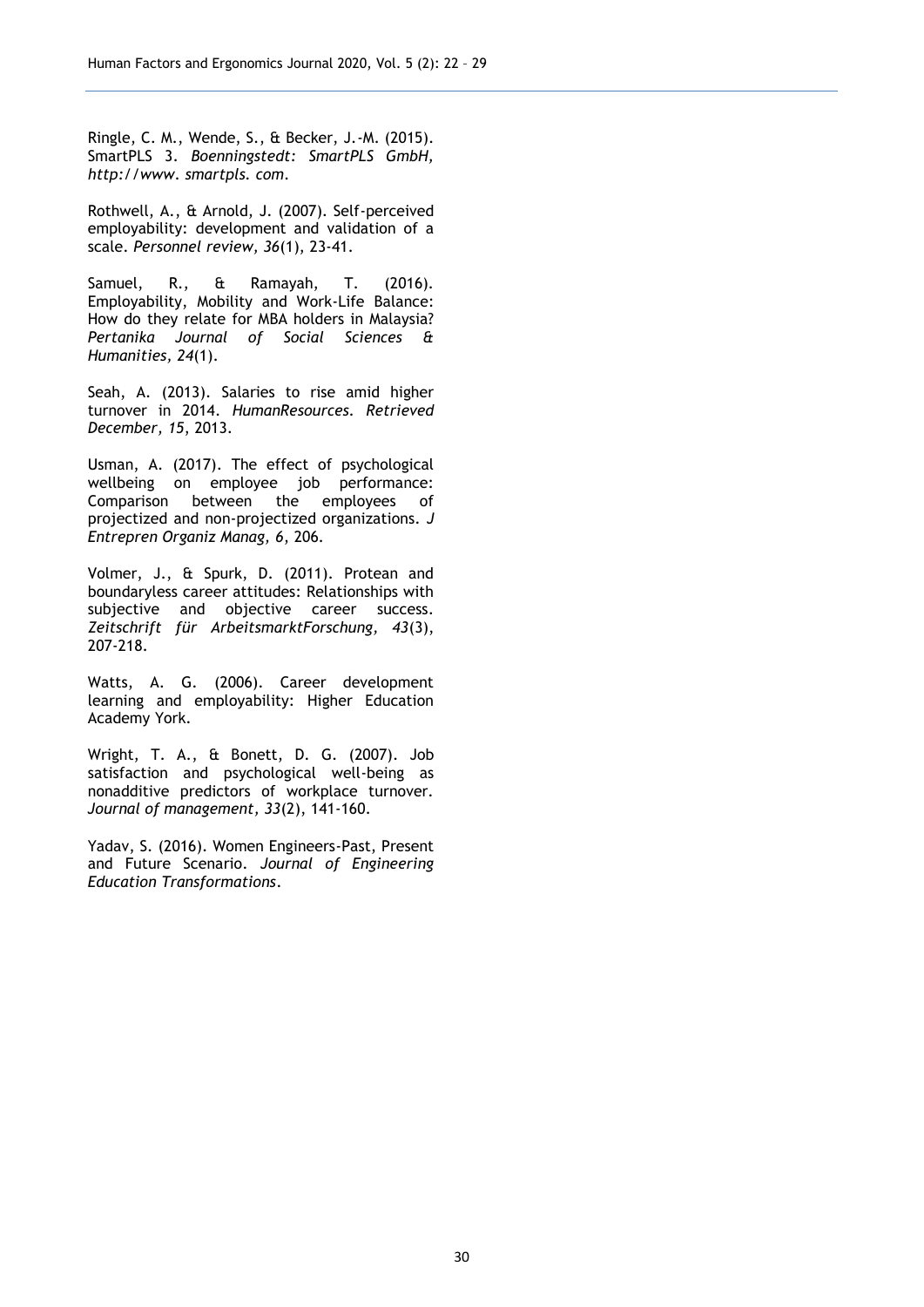Ringle, C. M., Wende, S., & Becker, J.-M. (2015). SmartPLS 3. *Boenningstedt: SmartPLS GmbH, http://www. smartpls. com*.

Rothwell, A., & Arnold, J. (2007). Self-perceived employability: development and validation of a scale. *Personnel review, 36*(1), 23-41.

Samuel, R., & Ramayah, T. (2016). Employability, Mobility and Work-Life Balance: How do they relate for MBA holders in Malaysia? *Pertanika Journal of Social Sciences & Humanities, 24*(1).

Seah, A. (2013). Salaries to rise amid higher turnover in 2014. *HumanResources. Retrieved December, 15*, 2013.

Usman, A. (2017). The effect of psychological wellbeing on employee job performance: Comparison between the employees of projectized and non-projectized organizations. *J Entrepren Organiz Manag, 6*, 206.

Volmer, J., & Spurk, D. (2011). Protean and boundaryless career attitudes: Relationships with subjective and objective career success. *Zeitschrift für ArbeitsmarktForschung, 43*(3), 207-218.

Watts, A. G. (2006). Career development learning and employability: Higher Education Academy York.

Wright, T. A., & Bonett, D. G. (2007). Job satisfaction and psychological well-being as nonadditive predictors of workplace turnover. *Journal of management, 33*(2), 141-160.

Yadav, S. (2016). Women Engineers-Past, Present and Future Scenario. *Journal of Engineering Education Transformations*.